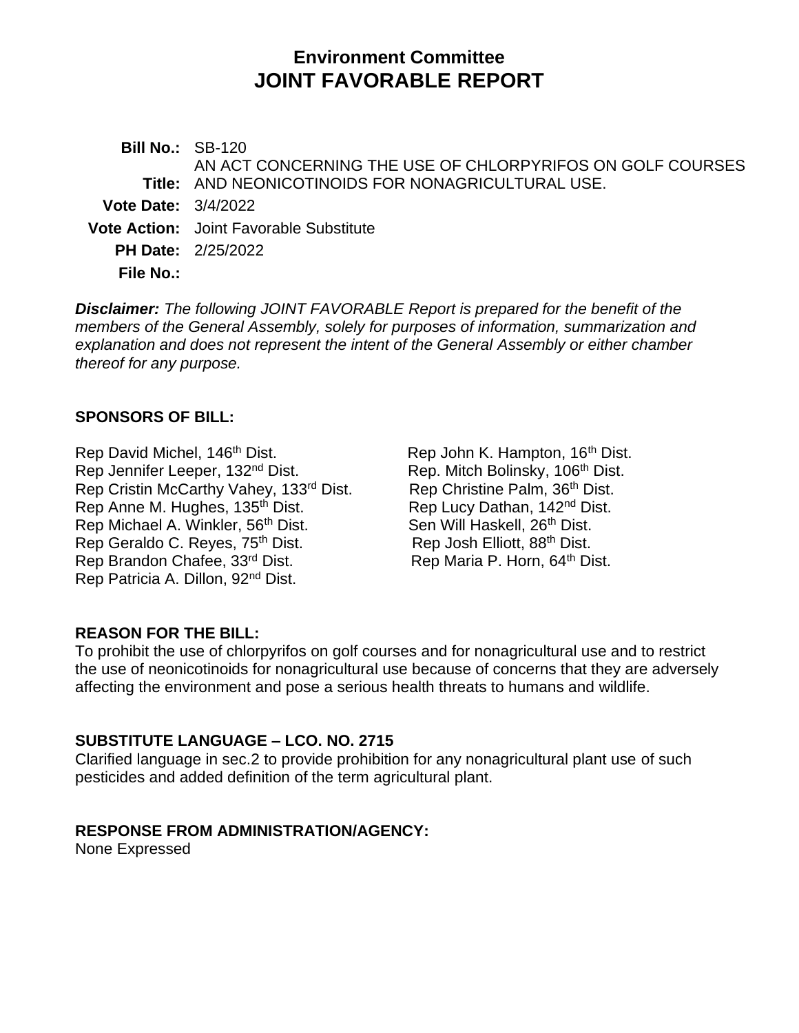# Environment Committee
# JOINT FAVORABLE REPORT

**Bill No.:** SB-120

**Title:** AN ACT CONCERNING THE USE OF CHLORPYRIFOS ON GOLF COURSES AND NEONICOTINOIDS FOR NONAGRICULTURAL USE.

**Vote Date:** 3/4/2022

**Vote Action:** Joint Favorable Substitute

**PH Date:** 2/25/2022

**File No.:**

***Disclaimer:*** *The following JOINT FAVORABLE Report is prepared for the benefit of the members of the General Assembly, solely for purposes of information, summarization and explanation and does not represent the intent of the General Assembly or either chamber thereof for any purpose.*

## SPONSORS OF BILL:

Rep David Michel, 146th Dist.
Rep Jennifer Leeper, 132nd Dist.
Rep Cristin McCarthy Vahey, 133rd Dist.
Rep Anne M. Hughes, 135th Dist.
Rep Michael A. Winkler, 56th Dist.
Rep Geraldo C. Reyes, 75th Dist.
Rep Brandon Chafee, 33rd Dist.
Rep Patricia A. Dillon, 92nd Dist.
Rep John K. Hampton, 16th Dist.
Rep. Mitch Bolinsky, 106th Dist.
Rep Christine Palm, 36th Dist.
Rep Lucy Dathan, 142nd Dist.
Sen Will Haskell, 26th Dist.
Rep Josh Elliott, 88th Dist.
Rep Maria P. Horn, 64th Dist.

## REASON FOR THE BILL:

To prohibit the use of chlorpyrifos on golf courses and for nonagricultural use and to restrict the use of neonicotinoids for nonagricultural use because of concerns that they are adversely affecting the environment and pose a serious health threats to humans and wildlife.

## SUBSTITUTE LANGUAGE – LCO. NO. 2715

Clarified language in sec.2 to provide prohibition for any nonagricultural plant use of such pesticides and added definition of the term agricultural plant.

## RESPONSE FROM ADMINISTRATION/AGENCY:

None Expressed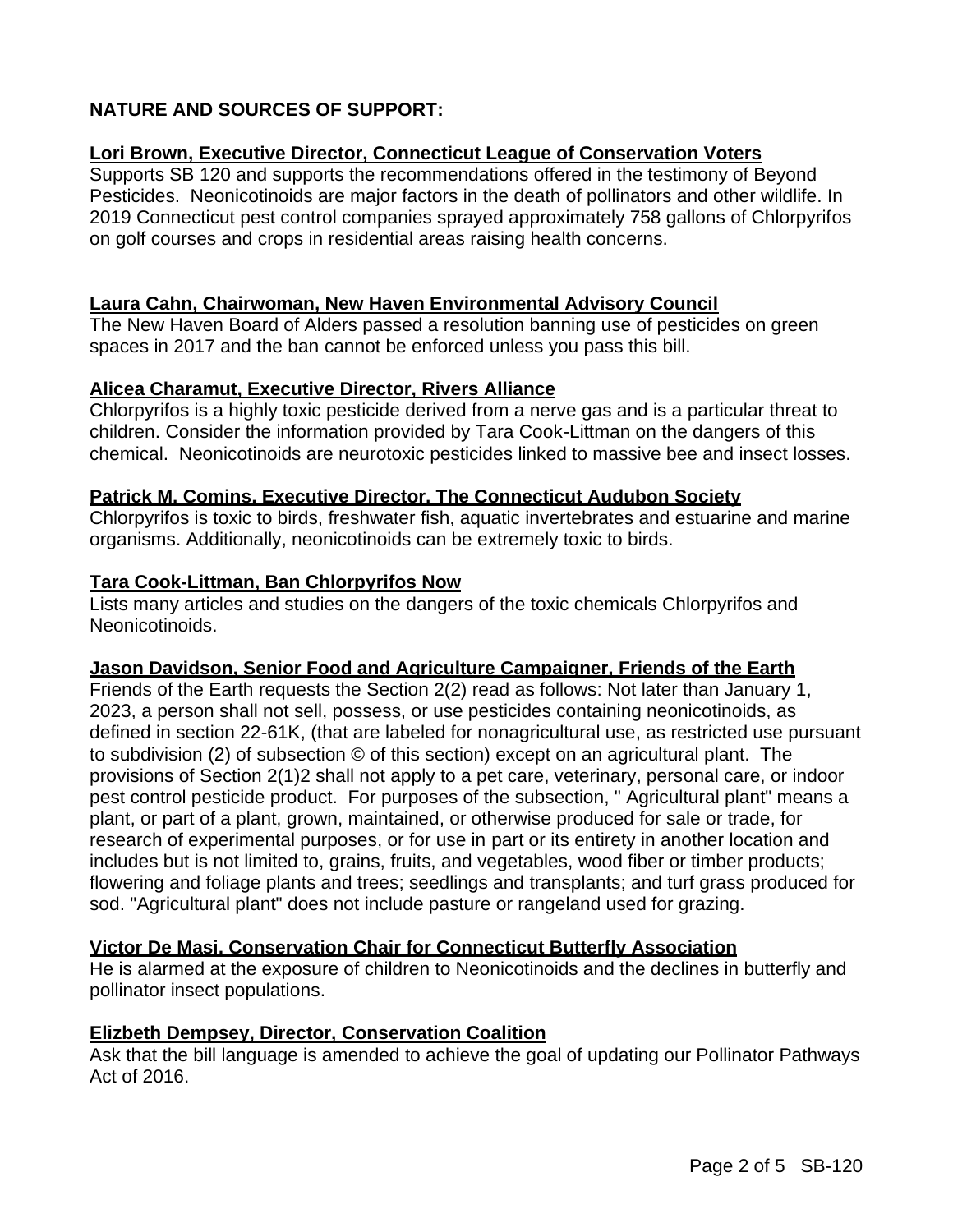**NATURE AND SOURCES OF SUPPORT:**

**Lori Brown, Executive Director, Connecticut League of Conservation Voters**
Supports SB 120 and supports the recommendations offered in the testimony of Beyond Pesticides. Neonicotinoids are major factors in the death of pollinators and other wildlife. In 2019 Connecticut pest control companies sprayed approximately 758 gallons of Chlorpyrifos on golf courses and crops in residential areas raising health concerns.

**Laura Cahn, Chairwoman, New Haven Environmental Advisory Council**
The New Haven Board of Alders passed a resolution banning use of pesticides on green spaces in 2017 and the ban cannot be enforced unless you pass this bill.

**Alicea Charamut, Executive Director, Rivers Alliance**
Chlorpyrifos is a highly toxic pesticide derived from a nerve gas and is a particular threat to children. Consider the information provided by Tara Cook-Littman on the dangers of this chemical. Neonicotinoids are neurotoxic pesticides linked to massive bee and insect losses.

**Patrick M. Comins, Executive Director, The Connecticut Audubon Society**
Chlorpyrifos is toxic to birds, freshwater fish, aquatic invertebrates and estuarine and marine organisms. Additionally, neonicotinoids can be extremely toxic to birds.

**Tara Cook-Littman, Ban Chlorpyrifos Now**
Lists many articles and studies on the dangers of the toxic chemicals Chlorpyrifos and Neonicotinoids.

**Jason Davidson, Senior Food and Agriculture Campaigner, Friends of the Earth**
Friends of the Earth requests the Section 2(2) read as follows: Not later than January 1, 2023, a person shall not sell, possess, or use pesticides containing neonicotinoids, as defined in section 22-61K, (that are labeled for nonagricultural use, as restricted use pursuant to subdivision (2) of subsection © of this section) except on an agricultural plant. The provisions of Section 2(1)2 shall not apply to a pet care, veterinary, personal care, or indoor pest control pesticide product. For purposes of the subsection, " Agricultural plant" means a plant, or part of a plant, grown, maintained, or otherwise produced for sale or trade, for research of experimental purposes, or for use in part or its entirety in another location and includes but is not limited to, grains, fruits, and vegetables, wood fiber or timber products; flowering and foliage plants and trees; seedlings and transplants; and turf grass produced for sod. "Agricultural plant" does not include pasture or rangeland used for grazing.

**Victor De Masi, Conservation Chair for Connecticut Butterfly Association**
He is alarmed at the exposure of children to Neonicotinoids and the declines in butterfly and pollinator insect populations.

**Elizbeth Dempsey, Director, Conservation Coalition**
Ask that the bill language is amended to achieve the goal of updating our Pollinator Pathways Act of 2016.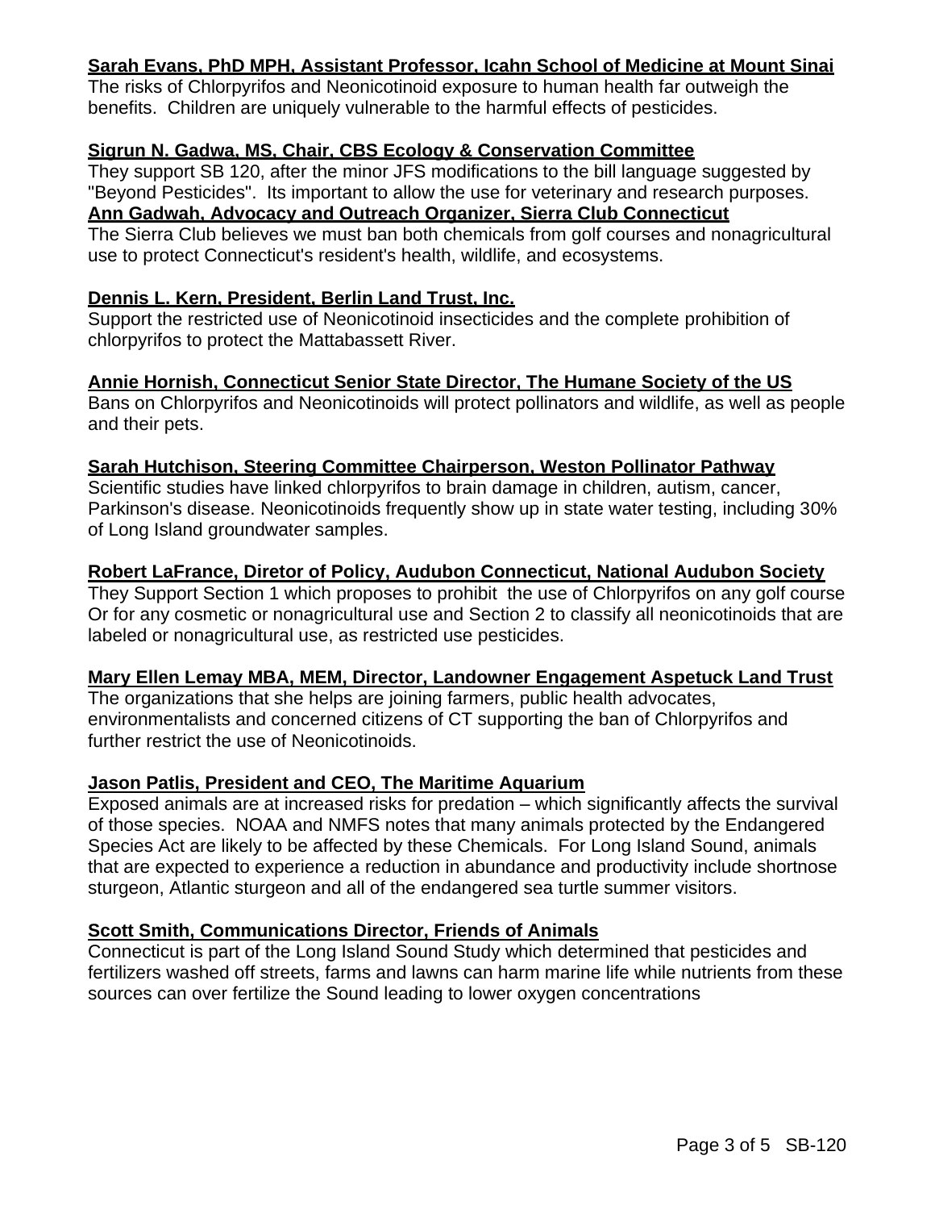**Sarah Evans, PhD MPH, Assistant Professor, Icahn School of Medicine at Mount Sinai**
The risks of Chlorpyrifos and Neonicotinoid exposure to human health far outweigh the benefits. Children are uniquely vulnerable to the harmful effects of pesticides.

**Sigrun N. Gadwa, MS, Chair, CBS Ecology & Conservation Committee**
They support SB 120, after the minor JFS modifications to the bill language suggested by "Beyond Pesticides". Its important to allow the use for veterinary and research purposes.

**Ann Gadwah, Advocacy and Outreach Organizer, Sierra Club Connecticut**
The Sierra Club believes we must ban both chemicals from golf courses and nonagricultural use to protect Connecticut's resident's health, wildlife, and ecosystems.

**Dennis L. Kern, President, Berlin Land Trust, Inc.**
Support the restricted use of Neonicotinoid insecticides and the complete prohibition of chlorpyrifos to protect the Mattabassett River.

**Annie Hornish, Connecticut Senior State Director, The Humane Society of the US**
Bans on Chlorpyrifos and Neonicotinoids will protect pollinators and wildlife, as well as people and their pets.

**Sarah Hutchison, Steering Committee Chairperson, Weston Pollinator Pathway**
Scientific studies have linked chlorpyrifos to brain damage in children, autism, cancer, Parkinson's disease. Neonicotinoids frequently show up in state water testing, including 30% of Long Island groundwater samples.

**Robert LaFrance, Diretor of Policy, Audubon Connecticut, National Audubon Society**
They Support Section 1 which proposes to prohibit the use of Chlorpyrifos on any golf course Or for any cosmetic or nonagricultural use and Section 2 to classify all neonicotinoids that are labeled or nonagricultural use, as restricted use pesticides.

**Mary Ellen Lemay MBA, MEM, Director, Landowner Engagement Aspetuck Land Trust**
The organizations that she helps are joining farmers, public health advocates, environmentalists and concerned citizens of CT supporting the ban of Chlorpyrifos and further restrict the use of Neonicotinoids.

**Jason Patlis, President and CEO, The Maritime Aquarium**
Exposed animals are at increased risks for predation – which significantly affects the survival of those species. NOAA and NMFS notes that many animals protected by the Endangered Species Act are likely to be affected by these Chemicals. For Long Island Sound, animals that are expected to experience a reduction in abundance and productivity include shortnose sturgeon, Atlantic sturgeon and all of the endangered sea turtle summer visitors.

**Scott Smith, Communications Director, Friends of Animals**
Connecticut is part of the Long Island Sound Study which determined that pesticides and fertilizers washed off streets, farms and lawns can harm marine life while nutrients from these sources can over fertilize the Sound leading to lower oxygen concentrations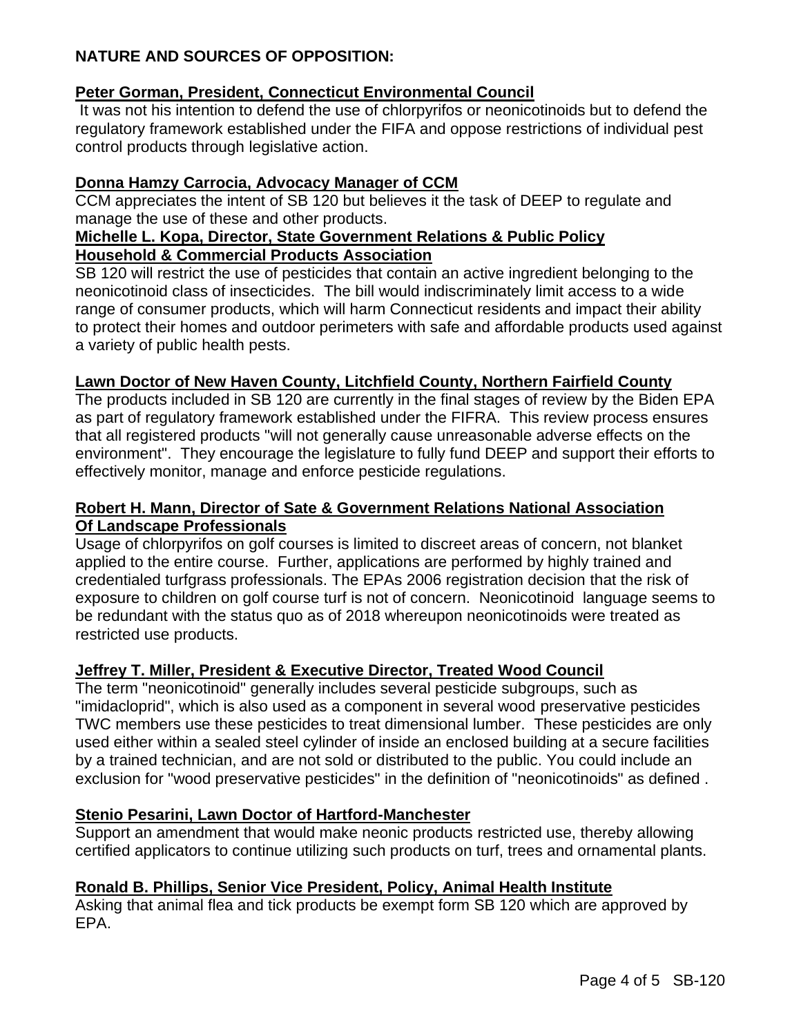**NATURE AND SOURCES OF OPPOSITION:**

**Peter Gorman, President, Connecticut Environmental Council**

It was not his intention to defend the use of chlorpyrifos or neonicotinoids but to defend the regulatory framework established under the FIFA and oppose restrictions of individual pest control products through legislative action.

**Donna Hamzy Carrocia, Advocacy Manager of CCM**

CCM appreciates the intent of SB 120 but believes it the task of DEEP to regulate and manage the use of these and other products.

**Michelle L. Kopa, Director, State Government Relations & Public Policy Household & Commercial Products Association**

SB 120 will restrict the use of pesticides that contain an active ingredient belonging to the neonicotinoid class of insecticides. The bill would indiscriminately limit access to a wide range of consumer products, which will harm Connecticut residents and impact their ability to protect their homes and outdoor perimeters with safe and affordable products used against a variety of public health pests.

**Lawn Doctor of New Haven County, Litchfield County, Northern Fairfield County**

The products included in SB 120 are currently in the final stages of review by the Biden EPA as part of regulatory framework established under the FIFRA. This review process ensures that all registered products "will not generally cause unreasonable adverse effects on the environment". They encourage the legislature to fully fund DEEP and support their efforts to effectively monitor, manage and enforce pesticide regulations.

**Robert H. Mann, Director of Sate & Government Relations National Association Of Landscape Professionals**

Usage of chlorpyrifos on golf courses is limited to discreet areas of concern, not blanket applied to the entire course. Further, applications are performed by highly trained and credentialed turfgrass professionals. The EPAs 2006 registration decision that the risk of exposure to children on golf course turf is not of concern. Neonicotinoid language seems to be redundant with the status quo as of 2018 whereupon neonicotinoids were treated as restricted use products.

**Jeffrey T. Miller, President & Executive Director, Treated Wood Council**

The term "neonicotinoid" generally includes several pesticide subgroups, such as "imidacloprid", which is also used as a component in several wood preservative pesticides TWC members use these pesticides to treat dimensional lumber. These pesticides are only used either within a sealed steel cylinder of inside an enclosed building at a secure facilities by a trained technician, and are not sold or distributed to the public. You could include an exclusion for "wood preservative pesticides" in the definition of "neonicotinoids" as defined .

**Stenio Pesarini, Lawn Doctor of Hartford-Manchester**

Support an amendment that would make neonic products restricted use, thereby allowing certified applicators to continue utilizing such products on turf, trees and ornamental plants.

**Ronald B. Phillips, Senior Vice President, Policy, Animal Health Institute**

Asking that animal flea and tick products be exempt form SB 120 which are approved by EPA.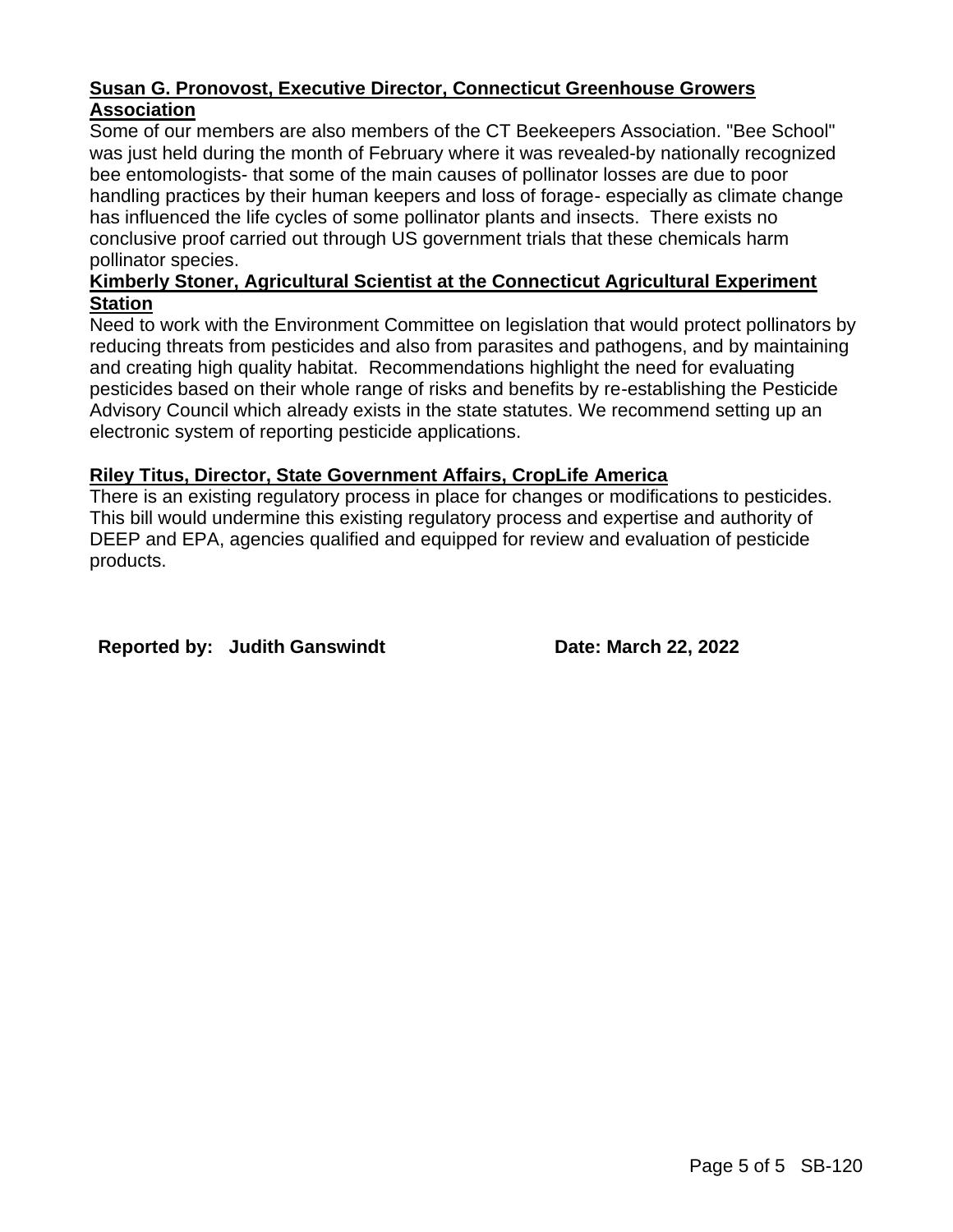**Susan G. Pronovost, Executive Director, Connecticut Greenhouse Growers Association**

Some of our members are also members of the CT Beekeepers Association. "Bee School" was just held during the month of February where it was revealed-by nationally recognized bee entomologists- that some of the main causes of pollinator losses are due to poor handling practices by their human keepers and loss of forage- especially as climate change has influenced the life cycles of some pollinator plants and insects. There exists no conclusive proof carried out through US government trials that these chemicals harm pollinator species.

**Kimberly Stoner, Agricultural Scientist at the Connecticut Agricultural Experiment Station**

Need to work with the Environment Committee on legislation that would protect pollinators by reducing threats from pesticides and also from parasites and pathogens, and by maintaining and creating high quality habitat. Recommendations highlight the need for evaluating pesticides based on their whole range of risks and benefits by re-establishing the Pesticide Advisory Council which already exists in the state statutes. We recommend setting up an electronic system of reporting pesticide applications.

**Riley Titus, Director, State Government Affairs, CropLife America**

There is an existing regulatory process in place for changes or modifications to pesticides. This bill would undermine this existing regulatory process and expertise and authority of DEEP and EPA, agencies qualified and equipped for review and evaluation of pesticide products.

**Reported by: Judith Ganswindt** **Date: March 22, 2022**